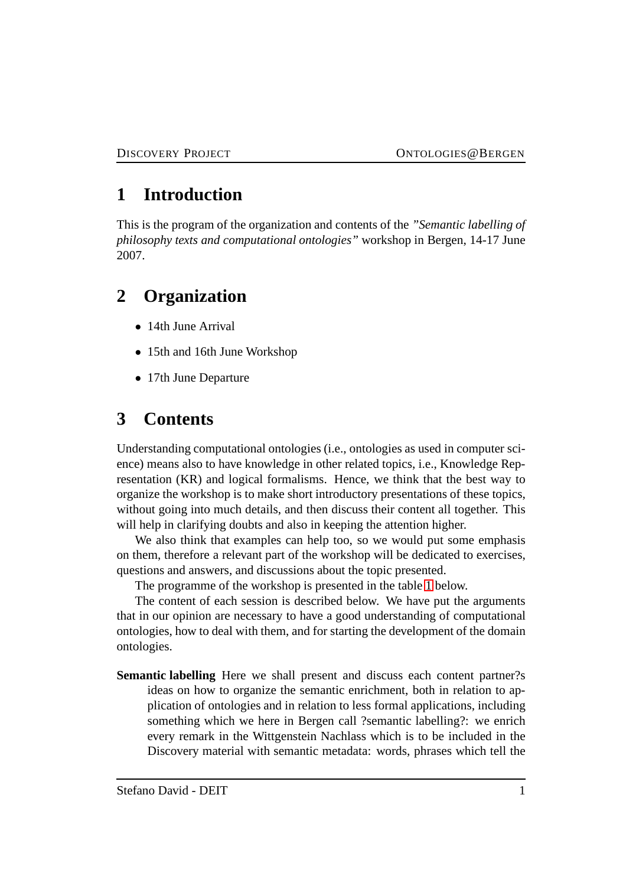# 1 Introduction

This is the program of the organization and contents of the *"Semantic labelling of philosophy texts and computational ontologies"* workshop in Bergen, 14-17 June 2007.

# 2 Organization

- 14th June Arrival
- 15th and 16th June Workshop
- 17th June Departure

# 3 Contents

Understanding computational ontologies (i.e., ontologies as used in computer science) means also to have knowledge in other related topics, i.e., Knowledge Representation (KR) and logical formalisms. Hence, we think that the best way to organize the workshop is to make short introductory presentations of these topics, without going into much details, and then discuss their content all together. This will help in clarifying doubts and also in keeping the attention higher.

We also think that examples can help too, so we would put some emphasis on them, therefore a relevant part of the workshop will be dedicated to exercises, questions and answers, and discussions about the topic presented.

The programme of the workshop is presented in the table 1 below.

The content of each session is described below. We have put the arguments that in our opinion are necessary to have a good understanding of computational ontologies, how to deal with them, and for starting the development of the domain ontologies.

**Semantic labelling** Here we shall present and discuss each content partner?s ideas on how to organize the semantic enrichment, both in relation to application of ontologies and in relation to less formal applications, including something which we here in Bergen call ?semantic labelling?: we enrich every remark in the Wittgenstein Nachlass which is to be included in the Discovery material with semantic metadata: words, phrases which tell the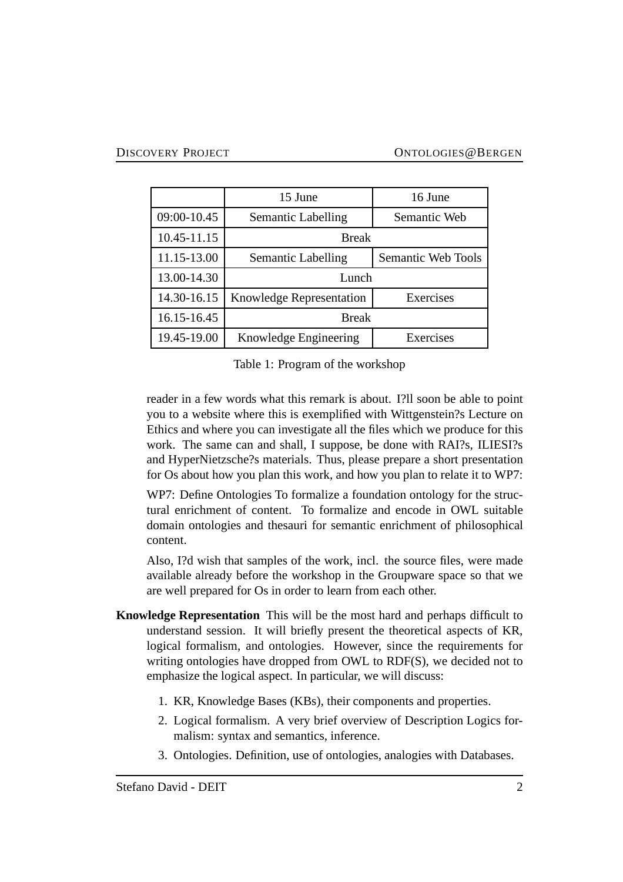| | 15 June | 16 June |
|---|---|---|
| 09:00-10.45 | Semantic Labelling | Semantic Web |
| 10.45-11.15 | Break | |
| 11.15-13.00 | Semantic Labelling | Semantic Web Tools |
| 13.00-14.30 | Lunch | |
| 14.30-16.15 | Knowledge Representation | Exercises |
| 16.15-16.45 | Break | |
| 19.45-19.00 | Knowledge Engineering | Exercises |

Table 1: Program of the workshop

reader in a few words what this remark is about. I?ll soon be able to point you to a website where this is exemplified with Wittgenstein?s Lecture on Ethics and where you can investigate all the files which we produce for this work. The same can and shall, I suppose, be done with RAI?s, ILIESI?s and HyperNietzsche?s materials. Thus, please prepare a short presentation for Os about how you plan this work, and how you plan to relate it to WP7:

WP7: Define Ontologies To formalize a foundation ontology for the structural enrichment of content. To formalize and encode in OWL suitable domain ontologies and thesauri for semantic enrichment of philosophical content.

Also, I?d wish that samples of the work, incl. the source files, were made available already before the workshop in the Groupware space so that we are well prepared for Os in order to learn from each other.

**Knowledge Representation** This will be the most hard and perhaps difficult to understand session. It will briefly present the theoretical aspects of KR, logical formalism, and ontologies. However, since the requirements for writing ontologies have dropped from OWL to RDF(S), we decided not to emphasize the logical aspect. In particular, we will discuss:

1. KR, Knowledge Bases (KBs), their components and properties.
2. Logical formalism. A very brief overview of Description Logics formalism: syntax and semantics, inference.
3. Ontologies. Definition, use of ontologies, analogies with Databases.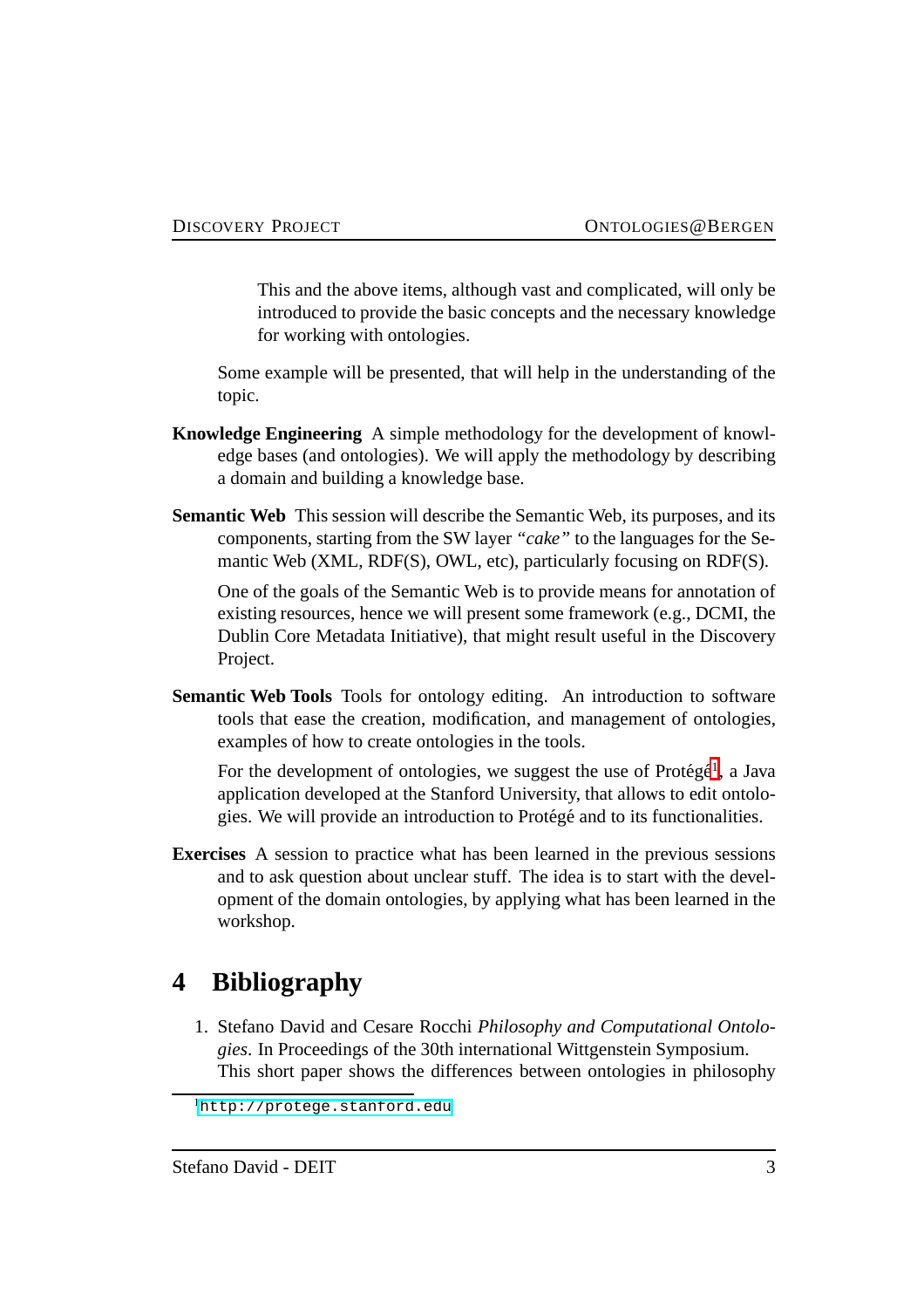This and the above items, although vast and complicated, will only be introduced to provide the basic concepts and the necessary knowledge for working with ontologies.

Some example will be presented, that will help in the understanding of the topic.

**Knowledge Engineering** A simple methodology for the development of knowledge bases (and ontologies). We will apply the methodology by describing a domain and building a knowledge base.

**Semantic Web** This session will describe the Semantic Web, its purposes, and its components, starting from the SW layer *"cake"* to the languages for the Semantic Web (XML, RDF(S), OWL, etc), particularly focusing on RDF(S).

One of the goals of the Semantic Web is to provide means for annotation of existing resources, hence we will present some framework (e.g., DCMI, the Dublin Core Metadata Initiative), that might result useful in the Discovery Project.

**Semantic Web Tools** Tools for ontology editing. An introduction to software tools that ease the creation, modification, and management of ontologies, examples of how to create ontologies in the tools.

For the development of ontologies, we suggest the use of Protégé[1], a Java application developed at the Stanford University, that allows to edit ontologies. We will provide an introduction to Protégé and to its functionalities.

**Exercises** A session to practice what has been learned in the previous sessions and to ask question about unclear stuff. The idea is to start with the development of the domain ontologies, by applying what has been learned in the workshop.

# 4 Bibliography

1. Stefano David and Cesare Rocchi *Philosophy and Computational Ontologies*. In Proceedings of the 30th international Wittgenstein Symposium. This short paper shows the differences between ontologies in philosophy

[1] http://protege.stanford.edu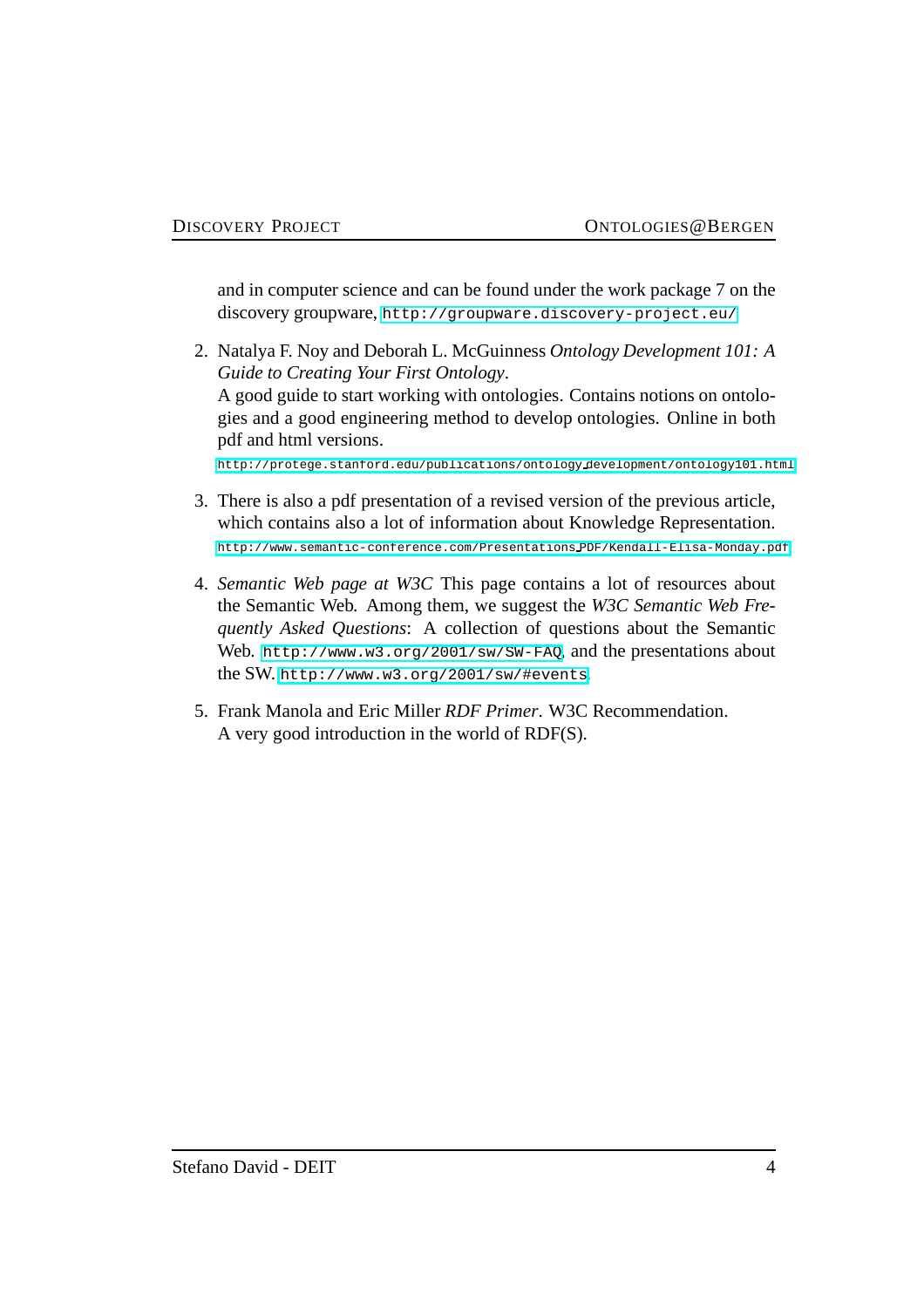and in computer science and can be found under the work package 7 on the discovery groupware, http://groupware.discovery-project.eu/

2. Natalya F. Noy and Deborah L. McGuinness *Ontology Development 101: A Guide to Creating Your First Ontology*.
   A good guide to start working with ontologies. Contains notions on ontologies and a good engineering method to develop ontologies. Online in both pdf and html versions.
   http://protege.stanford.edu/publications/ontology_development/ontology101.html

3. There is also a pdf presentation of a revised version of the previous article, which contains also a lot of information about Knowledge Representation.
   http://www.semantic-conference.com/Presentations_PDF/Kendall-Elisa-Monday.pdf

4. *Semantic Web page at W3C* This page contains a lot of resources about the Semantic Web. Among them, we suggest the *W3C Semantic Web Frequently Asked Questions*: A collection of questions about the Semantic Web. http://www.w3.org/2001/sw/SW-FAQ, and the presentations about the SW. http://www.w3.org/2001/sw/#events.

5. Frank Manola and Eric Miller *RDF Primer*. W3C Recommendation.
   A very good introduction in the world of RDF(S).